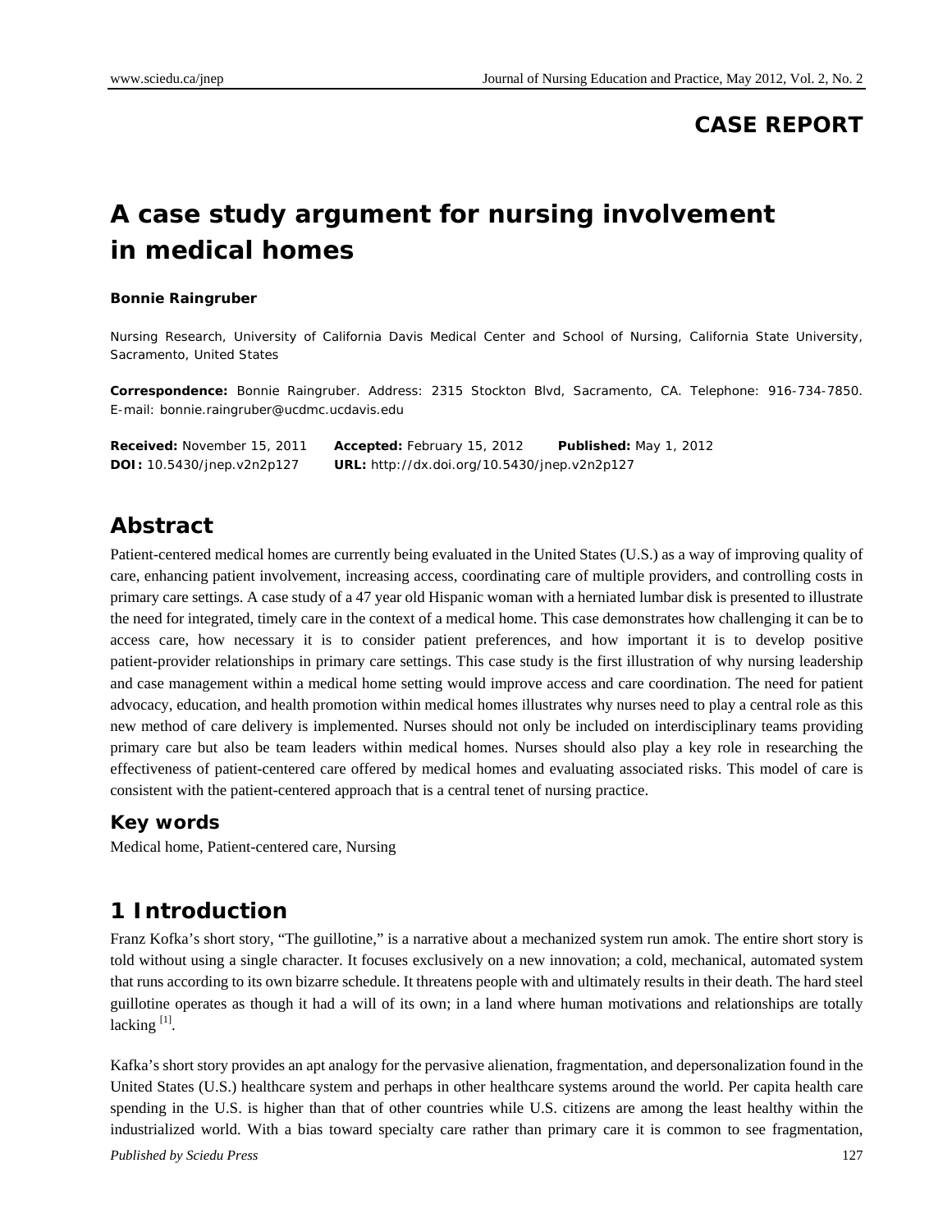**CASE REPORT**

# A case study argument for nursing involvement in medical homes

**Bonnie Raingruber**

Nursing Research, University of California Davis Medical Center and School of Nursing, California State University, Sacramento, United States

**Correspondence:** Bonnie Raingruber. Address: 2315 Stockton Blvd, Sacramento, CA. Telephone: 916-734-7850. E-mail: bonnie.raingruber@ucdmc.ucdavis.edu

**Received:** November 15, 2011 **Accepted:** February 15, 2012 **Published:** May 1, 2012
**DOI:** 10.5430/jnep.v2n2p127 **URL:** http://dx.doi.org/10.5430/jnep.v2n2p127

## Abstract

Patient-centered medical homes are currently being evaluated in the United States (U.S.) as a way of improving quality of care, enhancing patient involvement, increasing access, coordinating care of multiple providers, and controlling costs in primary care settings. A case study of a 47 year old Hispanic woman with a herniated lumbar disk is presented to illustrate the need for integrated, timely care in the context of a medical home. This case demonstrates how challenging it can be to access care, how necessary it is to consider patient preferences, and how important it is to develop positive patient-provider relationships in primary care settings. This case study is the first illustration of why nursing leadership and case management within a medical home setting would improve access and care coordination. The need for patient advocacy, education, and health promotion within medical homes illustrates why nurses need to play a central role as this new method of care delivery is implemented. Nurses should not only be included on interdisciplinary teams providing primary care but also be team leaders within medical homes. Nurses should also play a key role in researching the effectiveness of patient-centered care offered by medical homes and evaluating associated risks. This model of care is consistent with the patient-centered approach that is a central tenet of nursing practice.

### Key words

Medical home, Patient-centered care, Nursing

## 1 Introduction

Franz Kofka's short story, "The guillotine," is a narrative about a mechanized system run amok. The entire short story is told without using a single character. It focuses exclusively on a new innovation; a cold, mechanical, automated system that runs according to its own bizarre schedule. It threatens people with and ultimately results in their death. The hard steel guillotine operates as though it had a will of its own; in a land where human motivations and relationships are totally lacking [1].

Kafka's short story provides an apt analogy for the pervasive alienation, fragmentation, and depersonalization found in the United States (U.S.) healthcare system and perhaps in other healthcare systems around the world. Per capita health care spending in the U.S. is higher than that of other countries while U.S. citizens are among the least healthy within the industrialized world. With a bias toward specialty care rather than primary care it is common to see fragmentation,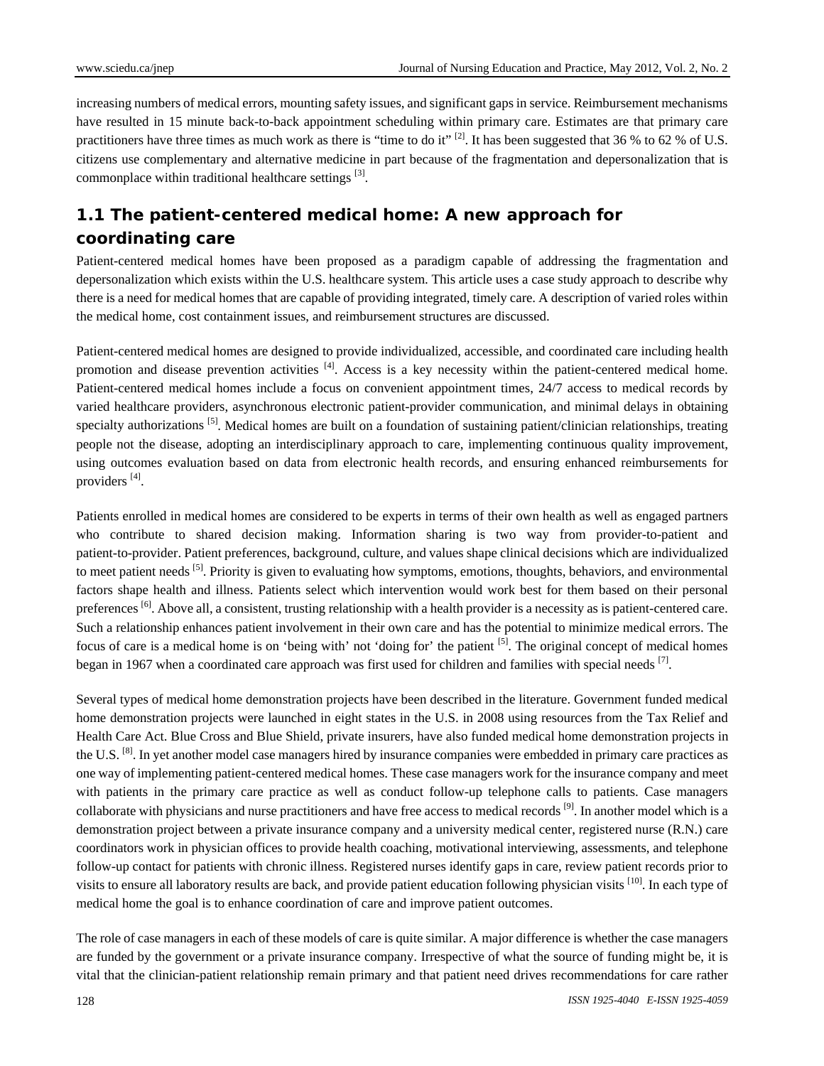increasing numbers of medical errors, mounting safety issues, and significant gaps in service. Reimbursement mechanisms have resulted in 15 minute back-to-back appointment scheduling within primary care. Estimates are that primary care practitioners have three times as much work as there is "time to do it" [2]. It has been suggested that 36 % to 62 % of U.S. citizens use complementary and alternative medicine in part because of the fragmentation and depersonalization that is commonplace within traditional healthcare settings [3].

## 1.1 The patient-centered medical home: A new approach for coordinating care

Patient-centered medical homes have been proposed as a paradigm capable of addressing the fragmentation and depersonalization which exists within the U.S. healthcare system. This article uses a case study approach to describe why there is a need for medical homes that are capable of providing integrated, timely care. A description of varied roles within the medical home, cost containment issues, and reimbursement structures are discussed.

Patient-centered medical homes are designed to provide individualized, accessible, and coordinated care including health promotion and disease prevention activities [4]. Access is a key necessity within the patient-centered medical home. Patient-centered medical homes include a focus on convenient appointment times, 24/7 access to medical records by varied healthcare providers, asynchronous electronic patient-provider communication, and minimal delays in obtaining specialty authorizations [5]. Medical homes are built on a foundation of sustaining patient/clinician relationships, treating people not the disease, adopting an interdisciplinary approach to care, implementing continuous quality improvement, using outcomes evaluation based on data from electronic health records, and ensuring enhanced reimbursements for providers [4].

Patients enrolled in medical homes are considered to be experts in terms of their own health as well as engaged partners who contribute to shared decision making. Information sharing is two way from provider-to-patient and patient-to-provider. Patient preferences, background, culture, and values shape clinical decisions which are individualized to meet patient needs [5]. Priority is given to evaluating how symptoms, emotions, thoughts, behaviors, and environmental factors shape health and illness. Patients select which intervention would work best for them based on their personal preferences [6]. Above all, a consistent, trusting relationship with a health provider is a necessity as is patient-centered care. Such a relationship enhances patient involvement in their own care and has the potential to minimize medical errors. The focus of care is a medical home is on 'being with' not 'doing for' the patient [5]. The original concept of medical homes began in 1967 when a coordinated care approach was first used for children and families with special needs [7].

Several types of medical home demonstration projects have been described in the literature. Government funded medical home demonstration projects were launched in eight states in the U.S. in 2008 using resources from the Tax Relief and Health Care Act. Blue Cross and Blue Shield, private insurers, have also funded medical home demonstration projects in the U.S. [8]. In yet another model case managers hired by insurance companies were embedded in primary care practices as one way of implementing patient-centered medical homes. These case managers work for the insurance company and meet with patients in the primary care practice as well as conduct follow-up telephone calls to patients. Case managers collaborate with physicians and nurse practitioners and have free access to medical records [9]. In another model which is a demonstration project between a private insurance company and a university medical center, registered nurse (R.N.) care coordinators work in physician offices to provide health coaching, motivational interviewing, assessments, and telephone follow-up contact for patients with chronic illness. Registered nurses identify gaps in care, review patient records prior to visits to ensure all laboratory results are back, and provide patient education following physician visits [10]. In each type of medical home the goal is to enhance coordination of care and improve patient outcomes.

The role of case managers in each of these models of care is quite similar. A major difference is whether the case managers are funded by the government or a private insurance company. Irrespective of what the source of funding might be, it is vital that the clinician-patient relationship remain primary and that patient need drives recommendations for care rather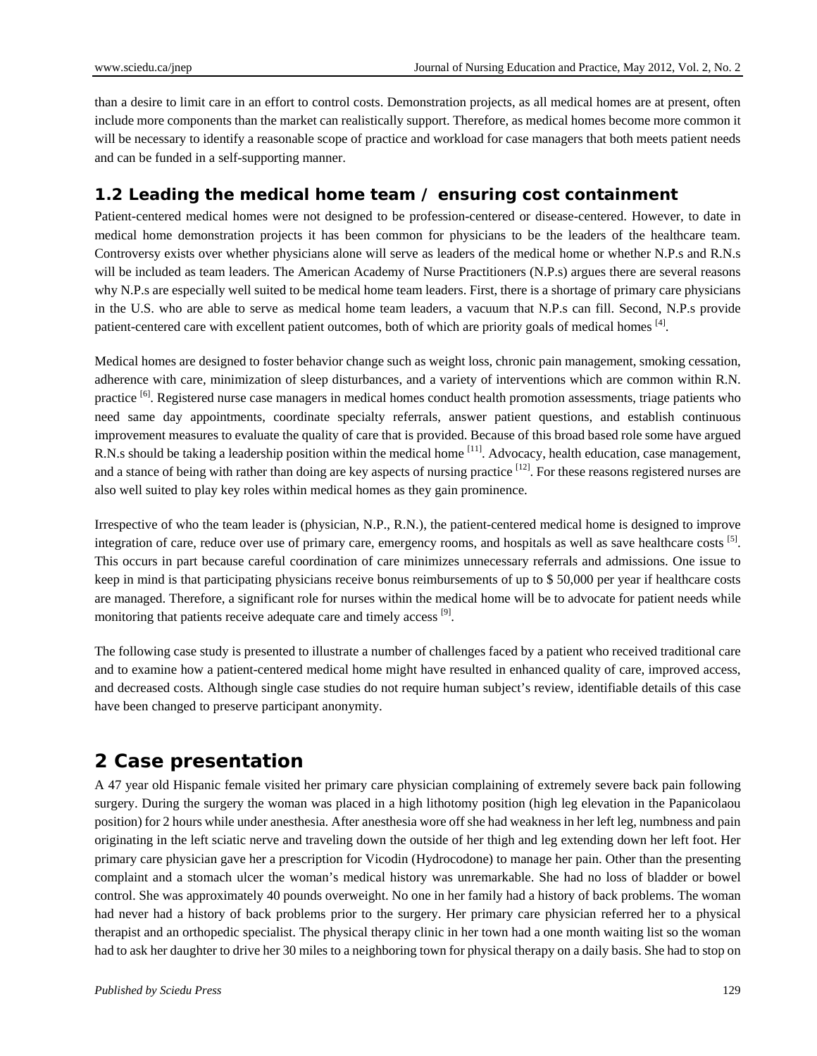than a desire to limit care in an effort to control costs. Demonstration projects, as all medical homes are at present, often include more components than the market can realistically support. Therefore, as medical homes become more common it will be necessary to identify a reasonable scope of practice and workload for case managers that both meets patient needs and can be funded in a self-supporting manner.

### 1.2 Leading the medical home team / ensuring cost containment

Patient-centered medical homes were not designed to be profession-centered or disease-centered. However, to date in medical home demonstration projects it has been common for physicians to be the leaders of the healthcare team. Controversy exists over whether physicians alone will serve as leaders of the medical home or whether N.P.s and R.N.s will be included as team leaders. The American Academy of Nurse Practitioners (N.P.s) argues there are several reasons why N.P.s are especially well suited to be medical home team leaders. First, there is a shortage of primary care physicians in the U.S. who are able to serve as medical home team leaders, a vacuum that N.P.s can fill. Second, N.P.s provide patient-centered care with excellent patient outcomes, both of which are priority goals of medical homes [4].

Medical homes are designed to foster behavior change such as weight loss, chronic pain management, smoking cessation, adherence with care, minimization of sleep disturbances, and a variety of interventions which are common within R.N. practice [6]. Registered nurse case managers in medical homes conduct health promotion assessments, triage patients who need same day appointments, coordinate specialty referrals, answer patient questions, and establish continuous improvement measures to evaluate the quality of care that is provided. Because of this broad based role some have argued R.N.s should be taking a leadership position within the medical home [11]. Advocacy, health education, case management, and a stance of being with rather than doing are key aspects of nursing practice [12]. For these reasons registered nurses are also well suited to play key roles within medical homes as they gain prominence.

Irrespective of who the team leader is (physician, N.P., R.N.), the patient-centered medical home is designed to improve integration of care, reduce over use of primary care, emergency rooms, and hospitals as well as save healthcare costs [5]. This occurs in part because careful coordination of care minimizes unnecessary referrals and admissions. One issue to keep in mind is that participating physicians receive bonus reimbursements of up to $ 50,000 per year if healthcare costs are managed. Therefore, a significant role for nurses within the medical home will be to advocate for patient needs while monitoring that patients receive adequate care and timely access [9].

The following case study is presented to illustrate a number of challenges faced by a patient who received traditional care and to examine how a patient-centered medical home might have resulted in enhanced quality of care, improved access, and decreased costs. Although single case studies do not require human subject's review, identifiable details of this case have been changed to preserve participant anonymity.

## 2 Case presentation

A 47 year old Hispanic female visited her primary care physician complaining of extremely severe back pain following surgery. During the surgery the woman was placed in a high lithotomy position (high leg elevation in the Papanicolaou position) for 2 hours while under anesthesia. After anesthesia wore off she had weakness in her left leg, numbness and pain originating in the left sciatic nerve and traveling down the outside of her thigh and leg extending down her left foot. Her primary care physician gave her a prescription for Vicodin (Hydrocodone) to manage her pain. Other than the presenting complaint and a stomach ulcer the woman's medical history was unremarkable. She had no loss of bladder or bowel control. She was approximately 40 pounds overweight. No one in her family had a history of back problems. The woman had never had a history of back problems prior to the surgery. Her primary care physician referred her to a physical therapist and an orthopedic specialist. The physical therapy clinic in her town had a one month waiting list so the woman had to ask her daughter to drive her 30 miles to a neighboring town for physical therapy on a daily basis. She had to stop on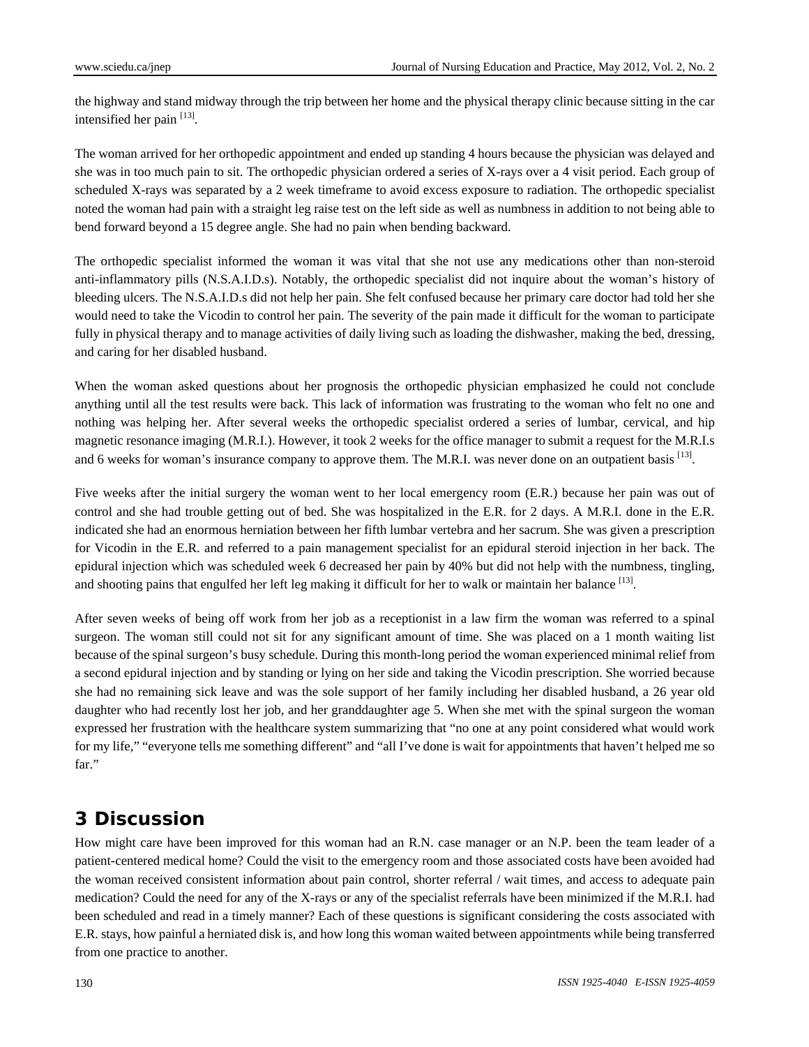the highway and stand midway through the trip between her home and the physical therapy clinic because sitting in the car intensified her pain [13].

The woman arrived for her orthopedic appointment and ended up standing 4 hours because the physician was delayed and she was in too much pain to sit. The orthopedic physician ordered a series of X-rays over a 4 visit period. Each group of scheduled X-rays was separated by a 2 week timeframe to avoid excess exposure to radiation. The orthopedic specialist noted the woman had pain with a straight leg raise test on the left side as well as numbness in addition to not being able to bend forward beyond a 15 degree angle. She had no pain when bending backward.

The orthopedic specialist informed the woman it was vital that she not use any medications other than non-steroid anti-inflammatory pills (N.S.A.I.D.s). Notably, the orthopedic specialist did not inquire about the woman's history of bleeding ulcers. The N.S.A.I.D.s did not help her pain. She felt confused because her primary care doctor had told her she would need to take the Vicodin to control her pain. The severity of the pain made it difficult for the woman to participate fully in physical therapy and to manage activities of daily living such as loading the dishwasher, making the bed, dressing, and caring for her disabled husband.

When the woman asked questions about her prognosis the orthopedic physician emphasized he could not conclude anything until all the test results were back. This lack of information was frustrating to the woman who felt no one and nothing was helping her. After several weeks the orthopedic specialist ordered a series of lumbar, cervical, and hip magnetic resonance imaging (M.R.I.). However, it took 2 weeks for the office manager to submit a request for the M.R.I.s and 6 weeks for woman's insurance company to approve them. The M.R.I. was never done on an outpatient basis [13].

Five weeks after the initial surgery the woman went to her local emergency room (E.R.) because her pain was out of control and she had trouble getting out of bed. She was hospitalized in the E.R. for 2 days. A M.R.I. done in the E.R. indicated she had an enormous herniation between her fifth lumbar vertebra and her sacrum. She was given a prescription for Vicodin in the E.R. and referred to a pain management specialist for an epidural steroid injection in her back. The epidural injection which was scheduled week 6 decreased her pain by 40% but did not help with the numbness, tingling, and shooting pains that engulfed her left leg making it difficult for her to walk or maintain her balance [13].

After seven weeks of being off work from her job as a receptionist in a law firm the woman was referred to a spinal surgeon. The woman still could not sit for any significant amount of time. She was placed on a 1 month waiting list because of the spinal surgeon's busy schedule. During this month-long period the woman experienced minimal relief from a second epidural injection and by standing or lying on her side and taking the Vicodin prescription. She worried because she had no remaining sick leave and was the sole support of her family including her disabled husband, a 26 year old daughter who had recently lost her job, and her granddaughter age 5. When she met with the spinal surgeon the woman expressed her frustration with the healthcare system summarizing that "no one at any point considered what would work for my life," "everyone tells me something different" and "all I've done is wait for appointments that haven't helped me so far."

## 3 Discussion

How might care have been improved for this woman had an R.N. case manager or an N.P. been the team leader of a patient-centered medical home? Could the visit to the emergency room and those associated costs have been avoided had the woman received consistent information about pain control, shorter referral / wait times, and access to adequate pain medication? Could the need for any of the X-rays or any of the specialist referrals have been minimized if the M.R.I. had been scheduled and read in a timely manner? Each of these questions is significant considering the costs associated with E.R. stays, how painful a herniated disk is, and how long this woman waited between appointments while being transferred from one practice to another.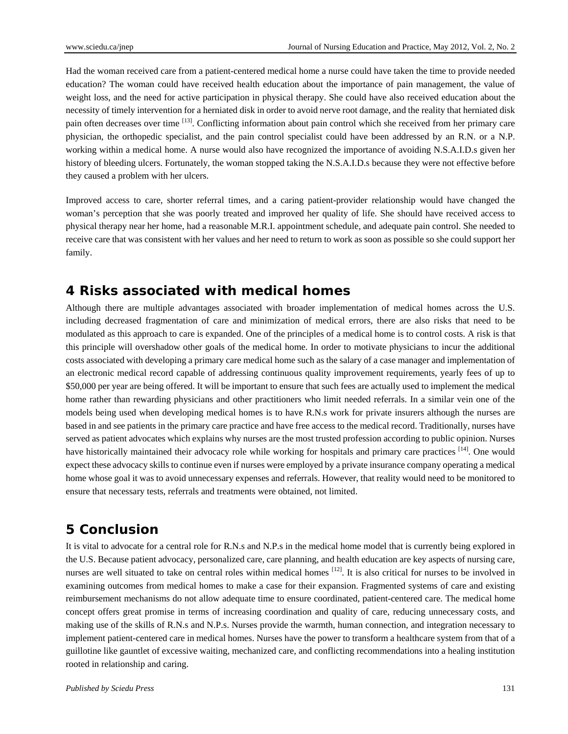Had the woman received care from a patient-centered medical home a nurse could have taken the time to provide needed education? The woman could have received health education about the importance of pain management, the value of weight loss, and the need for active participation in physical therapy. She could have also received education about the necessity of timely intervention for a herniated disk in order to avoid nerve root damage, and the reality that herniated disk pain often decreases over time [13]. Conflicting information about pain control which she received from her primary care physician, the orthopedic specialist, and the pain control specialist could have been addressed by an R.N. or a N.P. working within a medical home. A nurse would also have recognized the importance of avoiding N.S.A.I.D.s given her history of bleeding ulcers. Fortunately, the woman stopped taking the N.S.A.I.D.s because they were not effective before they caused a problem with her ulcers.

Improved access to care, shorter referral times, and a caring patient-provider relationship would have changed the woman's perception that she was poorly treated and improved her quality of life. She should have received access to physical therapy near her home, had a reasonable M.R.I. appointment schedule, and adequate pain control. She needed to receive care that was consistent with her values and her need to return to work as soon as possible so she could support her family.

## 4 Risks associated with medical homes

Although there are multiple advantages associated with broader implementation of medical homes across the U.S. including decreased fragmentation of care and minimization of medical errors, there are also risks that need to be modulated as this approach to care is expanded. One of the principles of a medical home is to control costs. A risk is that this principle will overshadow other goals of the medical home. In order to motivate physicians to incur the additional costs associated with developing a primary care medical home such as the salary of a case manager and implementation of an electronic medical record capable of addressing continuous quality improvement requirements, yearly fees of up to $50,000 per year are being offered. It will be important to ensure that such fees are actually used to implement the medical home rather than rewarding physicians and other practitioners who limit needed referrals. In a similar vein one of the models being used when developing medical homes is to have R.N.s work for private insurers although the nurses are based in and see patients in the primary care practice and have free access to the medical record. Traditionally, nurses have served as patient advocates which explains why nurses are the most trusted profession according to public opinion. Nurses have historically maintained their advocacy role while working for hospitals and primary care practices [14]. One would expect these advocacy skills to continue even if nurses were employed by a private insurance company operating a medical home whose goal it was to avoid unnecessary expenses and referrals. However, that reality would need to be monitored to ensure that necessary tests, referrals and treatments were obtained, not limited.

## 5 Conclusion

It is vital to advocate for a central role for R.N.s and N.P.s in the medical home model that is currently being explored in the U.S. Because patient advocacy, personalized care, care planning, and health education are key aspects of nursing care, nurses are well situated to take on central roles within medical homes [12]. It is also critical for nurses to be involved in examining outcomes from medical homes to make a case for their expansion. Fragmented systems of care and existing reimbursement mechanisms do not allow adequate time to ensure coordinated, patient-centered care. The medical home concept offers great promise in terms of increasing coordination and quality of care, reducing unnecessary costs, and making use of the skills of R.N.s and N.P.s. Nurses provide the warmth, human connection, and integration necessary to implement patient-centered care in medical homes. Nurses have the power to transform a healthcare system from that of a guillotine like gauntlet of excessive waiting, mechanized care, and conflicting recommendations into a healing institution rooted in relationship and caring.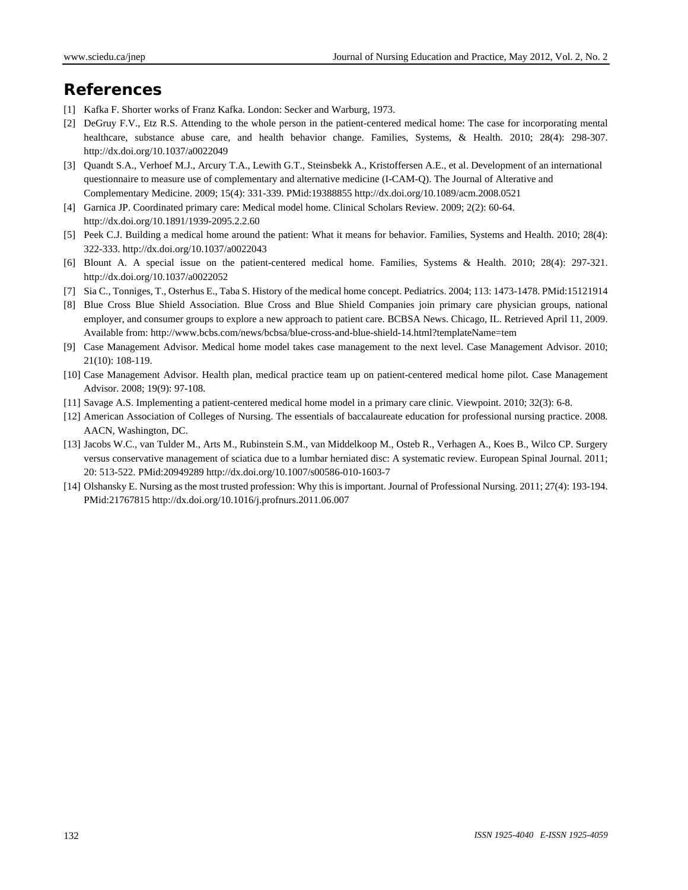## References

[1] Kafka F. Shorter works of Franz Kafka. London: Secker and Warburg, 1973.

[2] DeGruy F.V., Etz R.S. Attending to the whole person in the patient-centered medical home: The case for incorporating mental healthcare, substance abuse care, and health behavior change. Families, Systems, & Health. 2010; 28(4): 298-307. http://dx.doi.org/10.1037/a0022049

[3] Quandt S.A., Verhoef M.J., Arcury T.A., Lewith G.T., Steinsbekk A., Kristoffersen A.E., et al. Development of an international questionnaire to measure use of complementary and alternative medicine (I-CAM-Q). The Journal of Alterative and Complementary Medicine. 2009; 15(4): 331-339. PMid:19388855 http://dx.doi.org/10.1089/acm.2008.0521

[4] Garnica JP. Coordinated primary care: Medical model home. Clinical Scholars Review. 2009; 2(2): 60-64. http://dx.doi.org/10.1891/1939-2095.2.2.60

[5] Peek C.J. Building a medical home around the patient: What it means for behavior. Families, Systems and Health. 2010; 28(4): 322-333. http://dx.doi.org/10.1037/a0022043

[6] Blount A. A special issue on the patient-centered medical home. Families, Systems & Health. 2010; 28(4): 297-321. http://dx.doi.org/10.1037/a0022052

[7] Sia C., Tonniges, T., Osterhus E., Taba S. History of the medical home concept. Pediatrics. 2004; 113: 1473-1478. PMid:15121914

[8] Blue Cross Blue Shield Association. Blue Cross and Blue Shield Companies join primary care physician groups, national employer, and consumer groups to explore a new approach to patient care. BCBSA News. Chicago, IL. Retrieved April 11, 2009. Available from: http://www.bcbs.com/news/bcbsa/blue-cross-and-blue-shield-14.html?templateName=tem

[9] Case Management Advisor. Medical home model takes case management to the next level. Case Management Advisor. 2010; 21(10): 108-119.

[10] Case Management Advisor. Health plan, medical practice team up on patient-centered medical home pilot. Case Management Advisor. 2008; 19(9): 97-108.

[11] Savage A.S. Implementing a patient-centered medical home model in a primary care clinic. Viewpoint. 2010; 32(3): 6-8.

[12] American Association of Colleges of Nursing. The essentials of baccalaureate education for professional nursing practice. 2008. AACN, Washington, DC.

[13] Jacobs W.C., van Tulder M., Arts M., Rubinstein S.M., van Middelkoop M., Osteb R., Verhagen A., Koes B., Wilco CP. Surgery versus conservative management of sciatica due to a lumbar herniated disc: A systematic review. European Spinal Journal. 2011; 20: 513-522. PMid:20949289 http://dx.doi.org/10.1007/s00586-010-1603-7

[14] Olshansky E. Nursing as the most trusted profession: Why this is important. Journal of Professional Nursing. 2011; 27(4): 193-194. PMid:21767815 http://dx.doi.org/10.1016/j.profnurs.2011.06.007